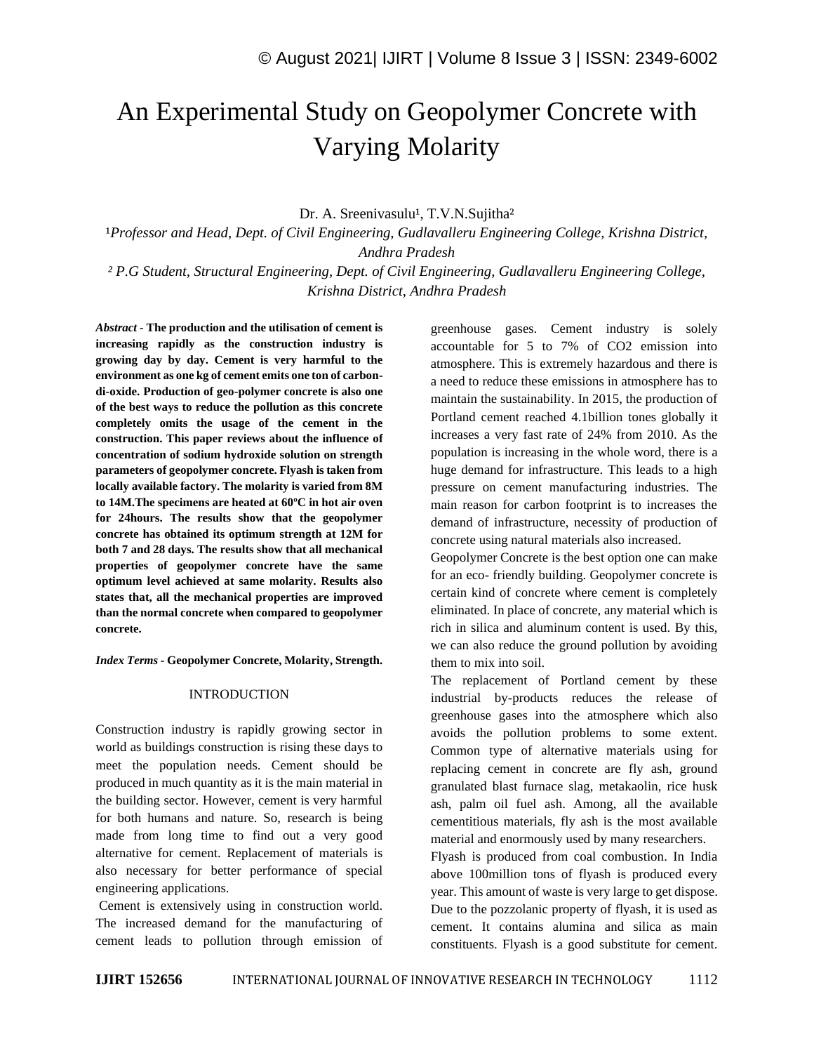# An Experimental Study on Geopolymer Concrete with Varying Molarity

Dr. A. Sreenivasulu[1], T.V.N.Sujitha[2]

[1]*Professor and Head, Dept. of Civil Engineering, Gudlavalleru Engineering College, Krishna District, Andhra Pradesh*

[2] *P.G Student, Structural Engineering, Dept. of Civil Engineering, Gudlavalleru Engineering College, Krishna District, Andhra Pradesh*

***Abstract* - The production and the utilisation of cement is increasing rapidly as the construction industry is growing day by day. Cement is very harmful to the environment as one kg of cement emits one ton of carbon-di-oxide. Production of geo-polymer concrete is also one of the best ways to reduce the pollution as this concrete completely omits the usage of the cement in the construction. This paper reviews about the influence of concentration of sodium hydroxide solution on strength parameters of geopolymer concrete. Flyash is taken from locally available factory. The molarity is varied from 8M to 14M.The specimens are heated at 60ºC in hot air oven for 24hours. The results show that the geopolymer concrete has obtained its optimum strength at 12M for both 7 and 28 days. The results show that all mechanical properties of geopolymer concrete have the same optimum level achieved at same molarity. Results also states that, all the mechanical properties are improved than the normal concrete when compared to geopolymer concrete.**

***Index Terms* - Geopolymer Concrete, Molarity, Strength.**

## INTRODUCTION

Construction industry is rapidly growing sector in world as buildings construction is rising these days to meet the population needs. Cement should be produced in much quantity as it is the main material in the building sector. However, cement is very harmful for both humans and nature. So, research is being made from long time to find out a very good alternative for cement. Replacement of materials is also necessary for better performance of special engineering applications.

Cement is extensively using in construction world. The increased demand for the manufacturing of cement leads to pollution through emission of greenhouse gases. Cement industry is solely accountable for 5 to 7% of CO2 emission into atmosphere. This is extremely hazardous and there is a need to reduce these emissions in atmosphere has to maintain the sustainability. In 2015, the production of Portland cement reached 4.1billion tones globally it increases a very fast rate of 24% from 2010. As the population is increasing in the whole word, there is a huge demand for infrastructure. This leads to a high pressure on cement manufacturing industries. The main reason for carbon footprint is to increases the demand of infrastructure, necessity of production of concrete using natural materials also increased.

Geopolymer Concrete is the best option one can make for an eco- friendly building. Geopolymer concrete is certain kind of concrete where cement is completely eliminated. In place of concrete, any material which is rich in silica and aluminum content is used. By this, we can also reduce the ground pollution by avoiding them to mix into soil.

The replacement of Portland cement by these industrial by-products reduces the release of greenhouse gases into the atmosphere which also avoids the pollution problems to some extent. Common type of alternative materials using for replacing cement in concrete are fly ash, ground granulated blast furnace slag, metakaolin, rice husk ash, palm oil fuel ash. Among, all the available cementitious materials, fly ash is the most available material and enormously used by many researchers.

Flyash is produced from coal combustion. In India above 100million tons of flyash is produced every year. This amount of waste is very large to get dispose. Due to the pozzolanic property of flyash, it is used as cement. It contains alumina and silica as main constituents. Flyash is a good substitute for cement.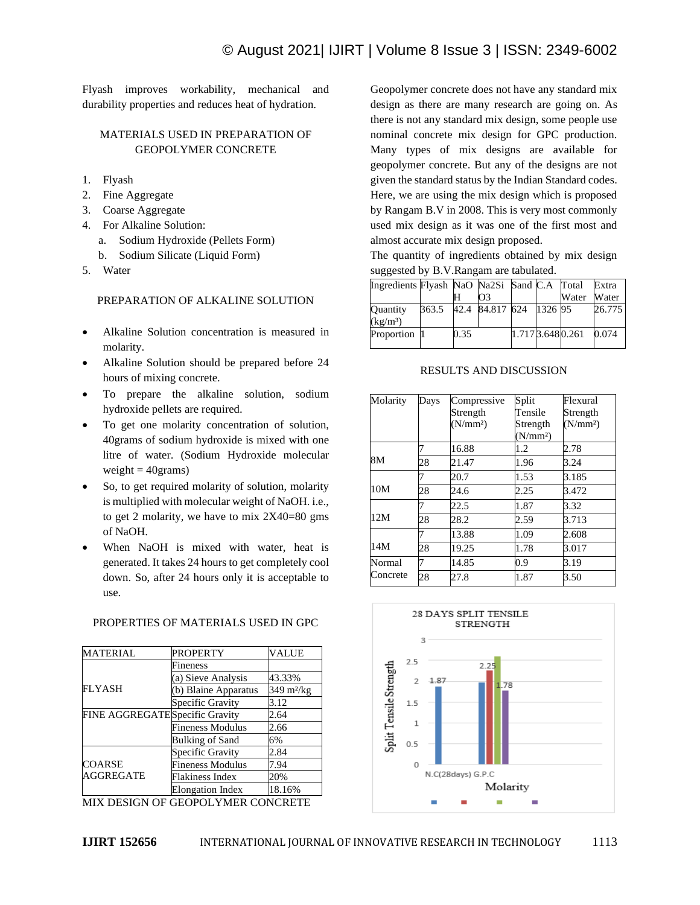Flyash improves workability, mechanical and durability properties and reduces heat of hydration.

## MATERIALS USED IN PREPARATION OF GEOPOLYMER CONCRETE

1. Flyash
2. Fine Aggregate
3. Coarse Aggregate
4. For Alkaline Solution:
   a. Sodium Hydroxide (Pellets Form)
   b. Sodium Silicate (Liquid Form)
5. Water

## PREPARATION OF ALKALINE SOLUTION

- Alkaline Solution concentration is measured in molarity.
- Alkaline Solution should be prepared before 24 hours of mixing concrete.
- To prepare the alkaline solution, sodium hydroxide pellets are required.
- To get one molarity concentration of solution, 40grams of sodium hydroxide is mixed with one litre of water. (Sodium Hydroxide molecular weight = 40grams)
- So, to get required molarity of solution, molarity is multiplied with molecular weight of NaOH. i.e., to get 2 molarity, we have to mix 2X40=80 gms of NaOH.
- When NaOH is mixed with water, heat is generated. It takes 24 hours to get completely cool down. So, after 24 hours only it is acceptable to use.

## PROPERTIES OF MATERIALS USED IN GPC

| MATERIAL | PROPERTY | VALUE |
|---|---|---|
| FLYASH | Fineness | |
| | (a) Sieve Analysis | 43.33% |
| | (b) Blaine Apparatus | 349 m²/kg |
| | Specific Gravity | 3.12 |
| FINE AGGREGATE | Specific Gravity | 2.64 |
| | Fineness Modulus | 2.66 |
| | Bulking of Sand | 6% |
| COARSE AGGREGATE | Specific Gravity | 2.84 |
| | Fineness Modulus | 7.94 |
| | Flakiness Index | 20% |
| | Elongation Index | 18.16% |

## MIX DESIGN OF GEOPOLYMER CONCRETE

Geopolymer concrete does not have any standard mix design as there are many research are going on. As there is not any standard mix design, some people use nominal concrete mix design for GPC production. Many types of mix designs are available for geopolymer concrete. But any of the designs are not given the standard status by the Indian Standard codes. Here, we are using the mix design which is proposed by Rangam B.V in 2008. This is very most commonly used mix design as it was one of the first most and almost accurate mix design proposed.

The quantity of ingredients obtained by mix design suggested by B.V.Rangam are tabulated.

| Ingredients | Flyash | NaOH | Na2SiO3 | Sand | C.A | Total Water | Extra Water |
|---|---|---|---|---|---|---|---|
| Quantity (kg/m³) | 363.5 | 42.4 | 84.817 | 624 | 1326 | 95 | 26.775 |
| Proportion | 1 | 0.35 | | 1.717 | 3.648 | 0.261 | 0.074 |

## RESULTS AND DISCUSSION

| Molarity | Days | Compressive Strength (N/mm²) | Split Tensile Strength (N/mm²) | Flexural Strength (N/mm²) |
|---|---|---|---|---|
| 8M | 7 | 16.88 | 1.2 | 2.78 |
| | 28 | 21.47 | 1.96 | 3.24 |
| 10M | 7 | 20.7 | 1.53 | 3.185 |
| | 28 | 24.6 | 2.25 | 3.472 |
| 12M | 7 | 22.5 | 1.87 | 3.32 |
| | 28 | 28.2 | 2.59 | 3.713 |
| 14M | 7 | 13.88 | 1.09 | 2.608 |
| | 28 | 19.25 | 1.78 | 3.017 |
| Normal Concrete | 7 | 14.85 | 0.9 | 3.19 |
| | 28 | 27.8 | 1.87 | 3.50 |

28 DAYS SPLIT TENSILE STRENGTH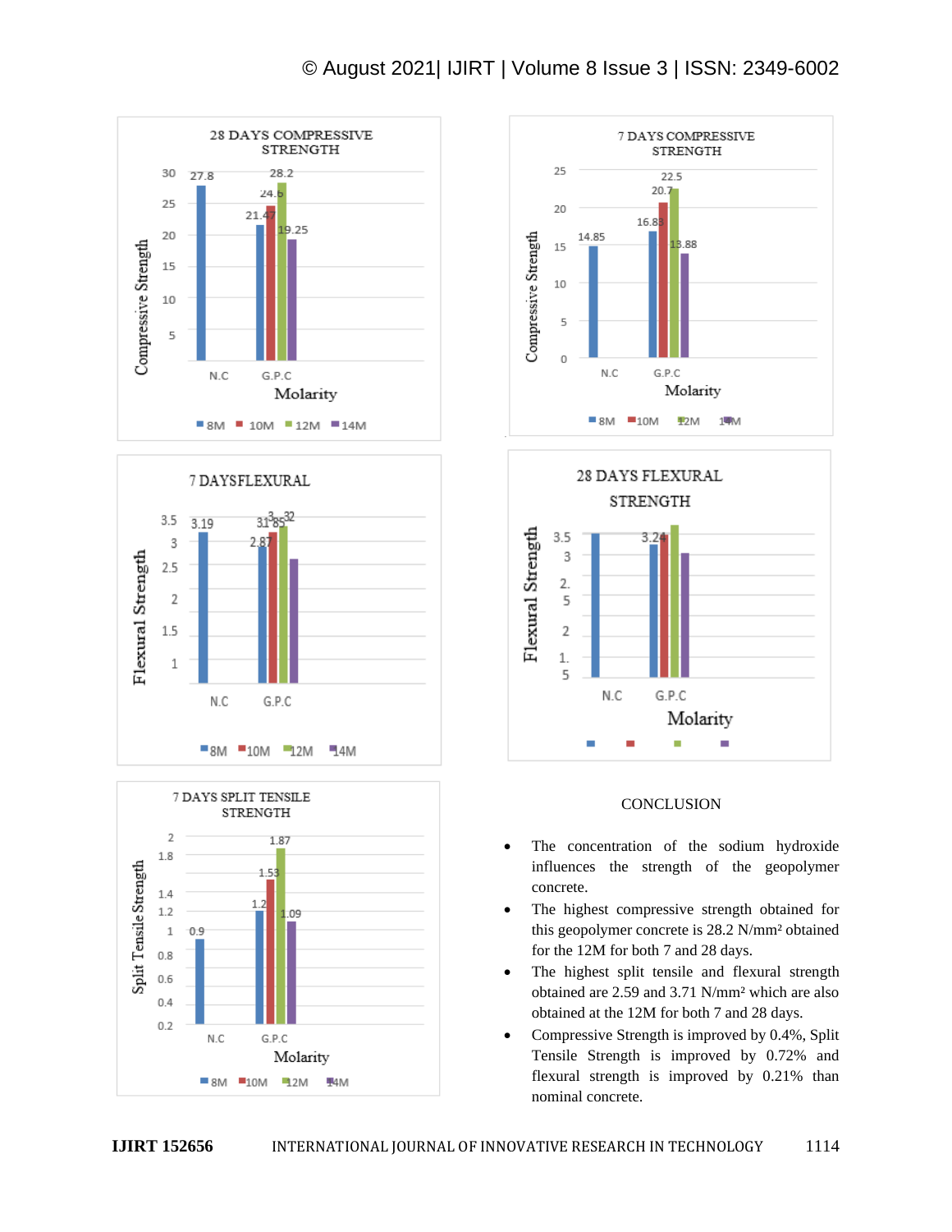## CONCLUSION

- The concentration of the sodium hydroxide influences the strength of the geopolymer concrete.
- The highest compressive strength obtained for this geopolymer concrete is 28.2 N/mm² obtained for the 12M for both 7 and 28 days.
- The highest split tensile and flexural strength obtained are 2.59 and 3.71 N/mm² which are also obtained at the 12M for both 7 and 28 days.
- Compressive Strength is improved by 0.4%, Split Tensile Strength is improved by 0.72% and flexural strength is improved by 0.21% than nominal concrete.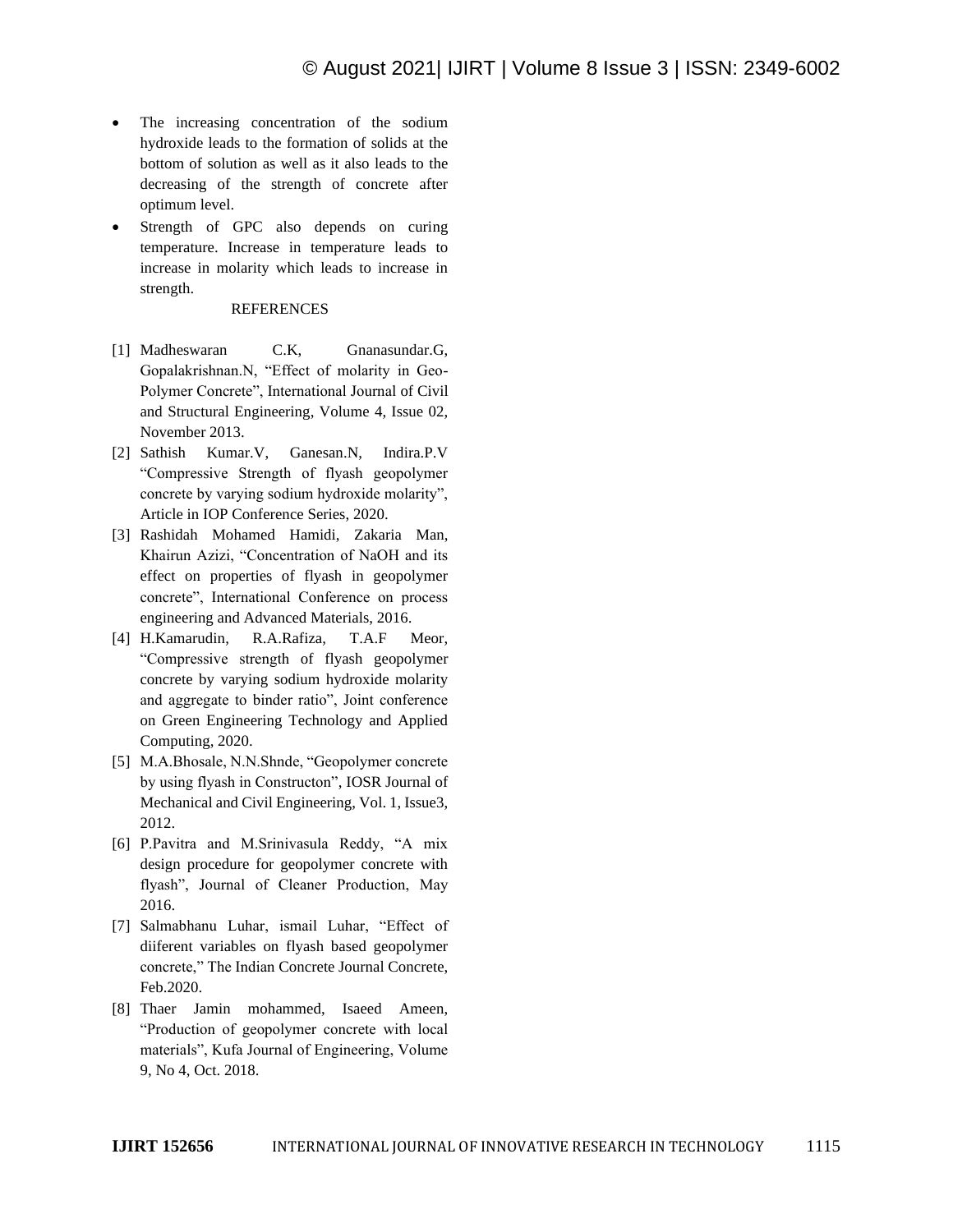- The increasing concentration of the sodium hydroxide leads to the formation of solids at the bottom of solution as well as it also leads to the decreasing of the strength of concrete after optimum level.
- Strength of GPC also depends on curing temperature. Increase in temperature leads to increase in molarity which leads to increase in strength.

## REFERENCES

[1] Madheswaran C.K, Gnanasundar.G, Gopalakrishnan.N, "Effect of molarity in Geo-Polymer Concrete", International Journal of Civil and Structural Engineering, Volume 4, Issue 02, November 2013.

[2] Sathish Kumar.V, Ganesan.N, Indira.P.V "Compressive Strength of flyash geopolymer concrete by varying sodium hydroxide molarity", Article in IOP Conference Series, 2020.

[3] Rashidah Mohamed Hamidi, Zakaria Man, Khairun Azizi, "Concentration of NaOH and its effect on properties of flyash in geopolymer concrete", International Conference on process engineering and Advanced Materials, 2016.

[4] H.Kamarudin, R.A.Rafiza, T.A.F Meor, "Compressive strength of flyash geopolymer concrete by varying sodium hydroxide molarity and aggregate to binder ratio", Joint conference on Green Engineering Technology and Applied Computing, 2020.

[5] M.A.Bhosale, N.N.Shnde, "Geopolymer concrete by using flyash in Constructon", IOSR Journal of Mechanical and Civil Engineering, Vol. 1, Issue3, 2012.

[6] P.Pavitra and M.Srinivasula Reddy, "A mix design procedure for geopolymer concrete with flyash", Journal of Cleaner Production, May 2016.

[7] Salmabhanu Luhar, ismail Luhar, "Effect of diiferent variables on flyash based geopolymer concrete," The Indian Concrete Journal Concrete, Feb.2020.

[8] Thaer Jamin mohammed, Isaeed Ameen, "Production of geopolymer concrete with local materials", Kufa Journal of Engineering, Volume 9, No 4, Oct. 2018.